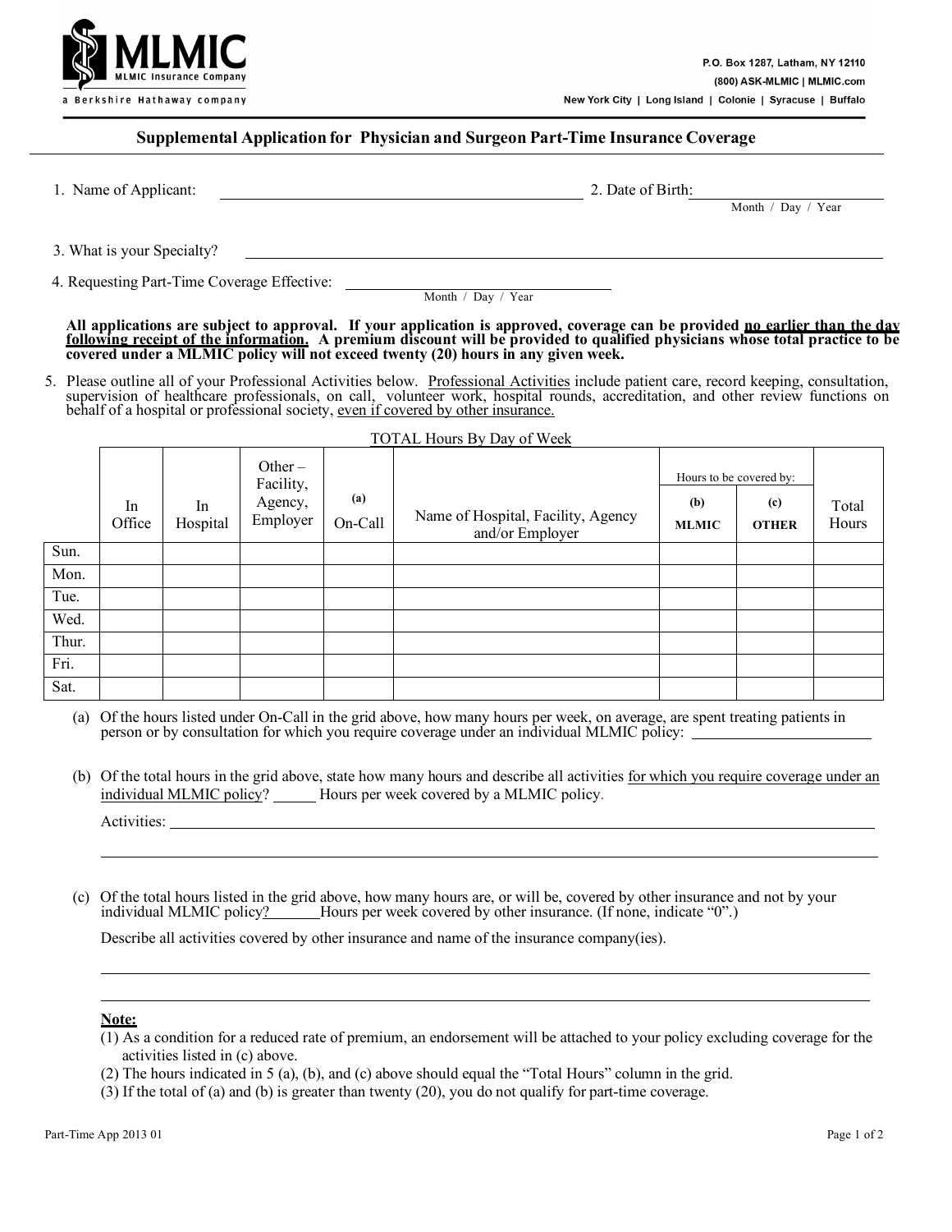MLMIC
MLMIC Insurance Company
a Berkshire Hathaway company

P.O. Box 1287, Latham, NY 12110
(800) ASK-MLMIC | MLMIC.com
New York City | Long Island | Colonie | Syracuse | Buffalo

## Supplemental Application for Physician and Surgeon Part-Time Insurance Coverage

1. Name of Applicant: ______________________________ 2. Date of Birth: ______________ (Month / Day / Year)

3. What is your Specialty? ______________________________

4. Requesting Part-Time Coverage Effective: ______________ (Month / Day / Year)

**All applications are subject to approval. If your application is approved, coverage can be provided <u>no earlier than the day following receipt of the information.</u> A premium discount will be provided to qualified physicians whose total practice to be covered under a MLMIC policy will not exceed twenty (20) hours in any given week.**

5. Please outline all of your Professional Activities below. <u>Professional Activities</u> include patient care, record keeping, consultation, supervision of healthcare professionals, on call, volunteer work, hospital rounds, accreditation, and other review functions on behalf of a hospital or professional society, <u>even if covered by other insurance.</u>

TOTAL Hours By Day of Week

| | In Office | In Hospital | Other – Facility, Agency, Employer | (a) On-Call | Name of Hospital, Facility, Agency and/or Employer | Hours to be covered by: (b) MLMIC | (c) OTHER | Total Hours |
|---|---|---|---|---|---|---|---|---|
| Sun. | | | | | | | | |
| Mon. | | | | | | | | |
| Tue. | | | | | | | | |
| Wed. | | | | | | | | |
| Thur. | | | | | | | | |
| Fri. | | | | | | | | |
| Sat. | | | | | | | | |

(a) Of the hours listed under On-Call in the grid above, how many hours per week, on average, are spent treating patients in person or by consultation for which you require coverage under an individual MLMIC policy: ______________

(b) Of the total hours in the grid above, state how many hours and describe all activities <u>for which you require coverage under an individual MLMIC policy</u>? ______ Hours per week covered by a MLMIC policy.

Activities: ______________________________

(c) Of the total hours listed in the grid above, how many hours are, or will be, covered by other insurance and not by your individual MLMIC policy? ______ Hours per week covered by other insurance. (If none, indicate "0".)

Describe all activities covered by other insurance and name of the insurance company(ies).

______________________________

**<u>Note:</u>**

(1) As a condition for a reduced rate of premium, an endorsement will be attached to your policy excluding coverage for the activities listed in (c) above.

(2) The hours indicated in 5 (a), (b), and (c) above should equal the "Total Hours" column in the grid.

(3) If the total of (a) and (b) is greater than twenty (20), you do not qualify for part-time coverage.

Part-Time App 2013 01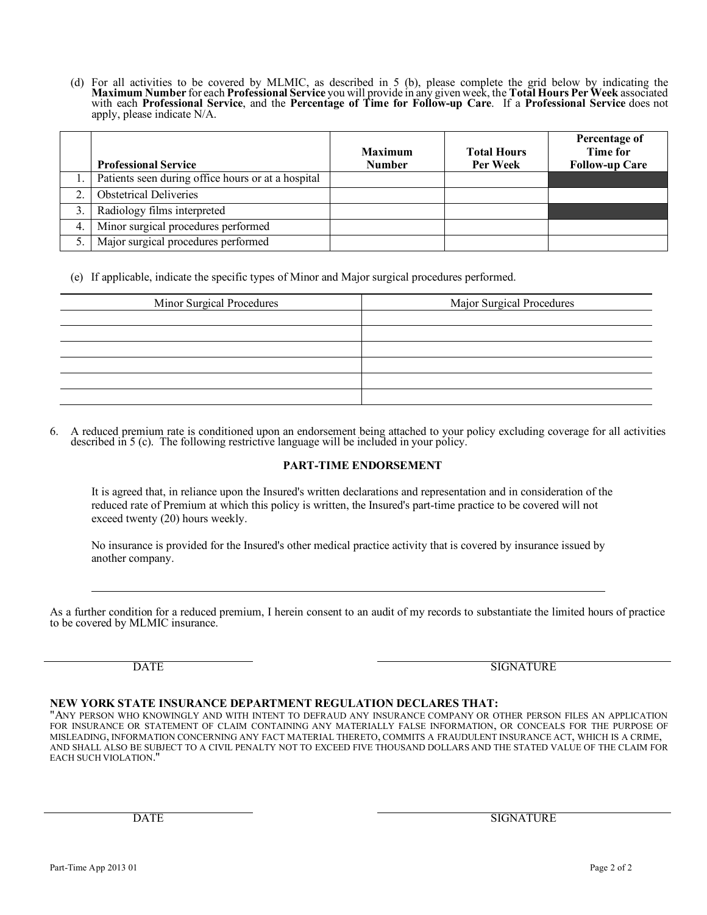(d) For all activities to be covered by MLMIC, as described in 5 (b), please complete the grid below by indicating the **Maximum Number** for each **Professional Service** you will provide in any given week, the **Total Hours Per Week** associated with each **Professional Service**, and the **Percentage of Time for Follow-up Care**. If a **Professional Service** does not apply, please indicate N/A.

| | **Professional Service** | **Maximum Number** | **Total Hours Per Week** | **Percentage of Time for Follow-up Care** |
|---|---|---|---|---|
| 1. | Patients seen during office hours or at a hospital | | | |
| 2. | Obstetrical Deliveries | | | |
| 3. | Radiology films interpreted | | | |
| 4. | Minor surgical procedures performed | | | |
| 5. | Major surgical procedures performed | | | |

(e) If applicable, indicate the specific types of Minor and Major surgical procedures performed.

| Minor Surgical Procedures | Major Surgical Procedures |
|---|---|
| | |
| | |
| | |
| | |
| | |
| | |

6. A reduced premium rate is conditioned upon an endorsement being attached to your policy excluding coverage for all activities described in 5 (c). The following restrictive language will be included in your policy.

**PART-TIME ENDORSEMENT**

It is agreed that, in reliance upon the Insured's written declarations and representation and in consideration of the reduced rate of Premium at which this policy is written, the Insured's part-time practice to be covered will not exceed twenty (20) hours weekly.

No insurance is provided for the Insured's other medical practice activity that is covered by insurance issued by another company.

As a further condition for a reduced premium, I herein consent to an audit of my records to substantiate the limited hours of practice to be covered by MLMIC insurance.

DATE SIGNATURE

**NEW YORK STATE INSURANCE DEPARTMENT REGULATION DECLARES THAT:**

"ANY PERSON WHO KNOWINGLY AND WITH INTENT TO DEFRAUD ANY INSURANCE COMPANY OR OTHER PERSON FILES AN APPLICATION FOR INSURANCE OR STATEMENT OF CLAIM CONTAINING ANY MATERIALLY FALSE INFORMATION, OR CONCEALS FOR THE PURPOSE OF MISLEADING, INFORMATION CONCERNING ANY FACT MATERIAL THERETO, COMMITS A FRAUDULENT INSURANCE ACT, WHICH IS A CRIME, AND SHALL ALSO BE SUBJECT TO A CIVIL PENALTY NOT TO EXCEED FIVE THOUSAND DOLLARS AND THE STATED VALUE OF THE CLAIM FOR EACH SUCH VIOLATION."

DATE SIGNATURE

Part-Time App 2013 01